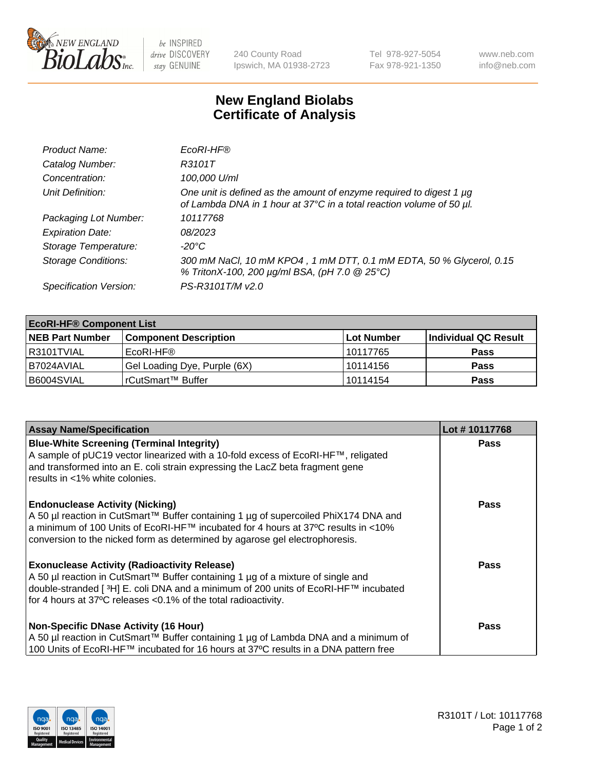# New England Biolabs Certificate of Analysis

| | |
|---|---|
| *Product Name:* | *EcoRI-HF®* |
| *Catalog Number:* | *R3101T* |
| *Concentration:* | *100,000 U/ml* |
| *Unit Definition:* | *One unit is defined as the amount of enzyme required to digest 1 µg of Lambda DNA in 1 hour at 37°C in a total reaction volume of 50 µl.* |
| *Packaging Lot Number:* | *10117768* |
| *Expiration Date:* | *08/2023* |
| *Storage Temperature:* | *-20°C* |
| *Storage Conditions:* | *300 mM NaCl, 10 mM KPO4 , 1 mM DTT, 0.1 mM EDTA, 50 % Glycerol, 0.15 % TritonX-100, 200 µg/ml BSA, (pH 7.0 @ 25°C)* |
| *Specification Version:* | *PS-R3101T/M v2.0* |

| **EcoRI-HF® Component List** | | | |
|---|---|---|---|
| **NEB Part Number** | **Component Description** | **Lot Number** | **Individual QC Result** |
| R3101TVIAL | EcoRI-HF® | 10117765 | **Pass** |
| B7024AVIAL | Gel Loading Dye, Purple (6X) | 10114156 | **Pass** |
| B6004SVIAL | rCutSmart™ Buffer | 10114154 | **Pass** |

| **Assay Name/Specification** | **Lot # 10117768** |
|---|---|
| **Blue-White Screening (Terminal Integrity)**<br>A sample of pUC19 vector linearized with a 10-fold excess of EcoRI-HF™, religated and transformed into an E. coli strain expressing the LacZ beta fragment gene results in <1% white colonies. | **Pass** |
| **Endonuclease Activity (Nicking)**<br>A 50 µl reaction in CutSmart™ Buffer containing 1 µg of supercoiled PhiX174 DNA and a minimum of 100 Units of EcoRI-HF™ incubated for 4 hours at 37ºC results in <10% conversion to the nicked form as determined by agarose gel electrophoresis. | **Pass** |
| **Exonuclease Activity (Radioactivity Release)**<br>A 50 µl reaction in CutSmart™ Buffer containing 1 µg of a mixture of single and double-stranded [ $^{3}$H] E. coli DNA and a minimum of 200 units of EcoRI-HF™ incubated for 4 hours at 37ºC releases <0.1% of the total radioactivity. | **Pass** |
| **Non-Specific DNase Activity (16 Hour)**<br>A 50 µl reaction in CutSmart™ Buffer containing 1 µg of Lambda DNA and a minimum of 100 Units of EcoRI-HF™ incubated for 16 hours at 37ºC results in a DNA pattern free | **Pass** |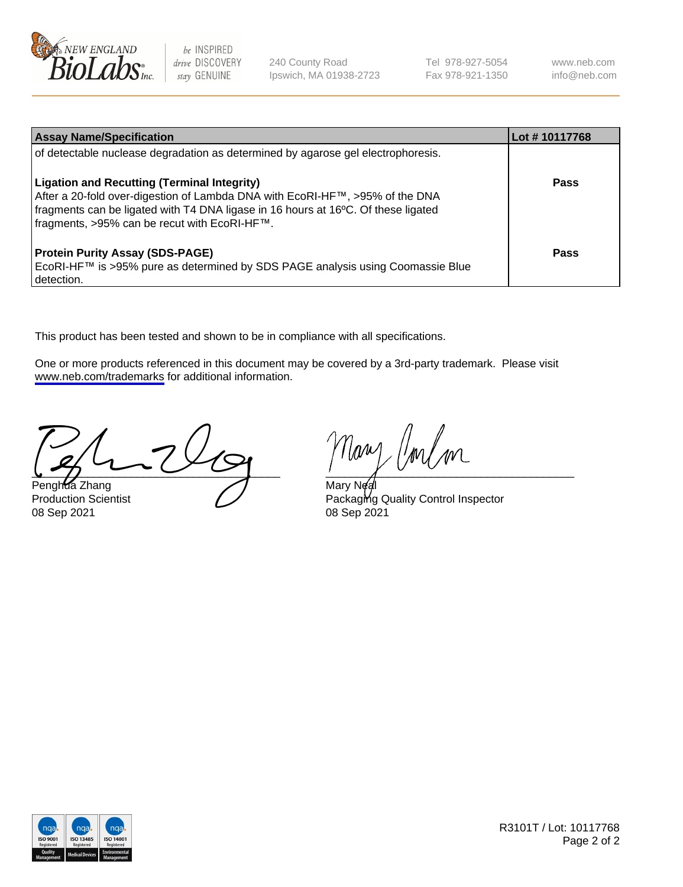| Assay Name/Specification | Lot # 10117768 |
|---|---|
| of detectable nuclease degradation as determined by agarose gel electrophoresis. | |
| **Ligation and Recutting (Terminal Integrity)**<br>After a 20-fold over-digestion of Lambda DNA with EcoRI-HF™, >95% of the DNA fragments can be ligated with T4 DNA ligase in 16 hours at 16ºC. Of these ligated fragments, >95% can be recut with EcoRI-HF™. | Pass |
| **Protein Purity Assay (SDS-PAGE)**<br>EcoRI-HF™ is >95% pure as determined by SDS PAGE analysis using Coomassie Blue detection. | Pass |

This product has been tested and shown to be in compliance with all specifications.

One or more products referenced in this document may be covered by a 3rd-party trademark. Please visit www.neb.com/trademarks for additional information.

Penghua Zhang
Production Scientist
08 Sep 2021

Mary Neal
Packaging Quality Control Inspector
08 Sep 2021

R3101T / Lot: 10117768